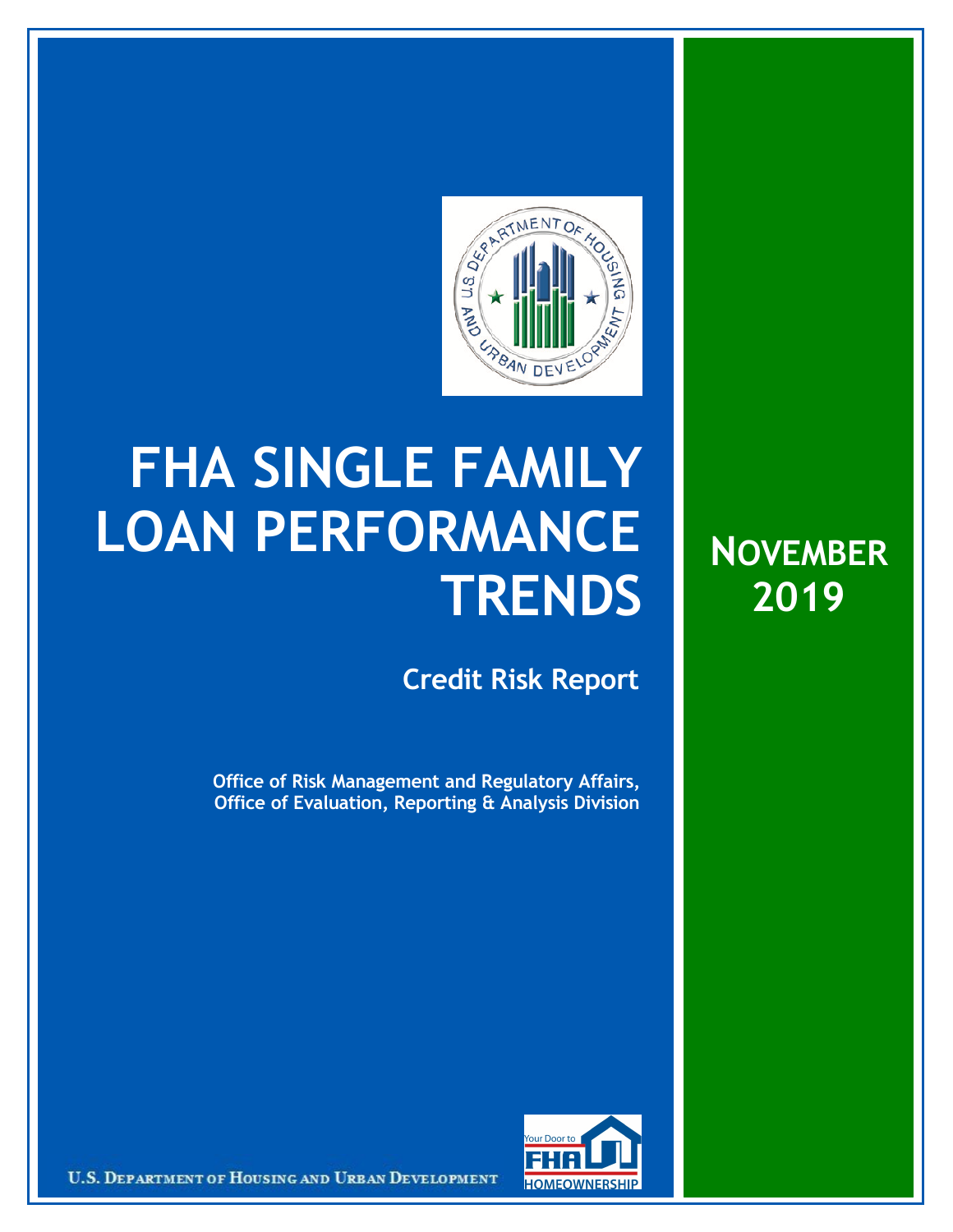# FHA SINGLE FAMILY LOAN PERFORMANCE TRENDS

## Credit Risk Report

**Office of Risk Management and Regulatory Affairs, Office of Evaluation, Reporting & Analysis Division**

**NOVEMBER 2019**

U.S. DEPARTMENT OF HOUSING AND URBAN DEVELOPMENT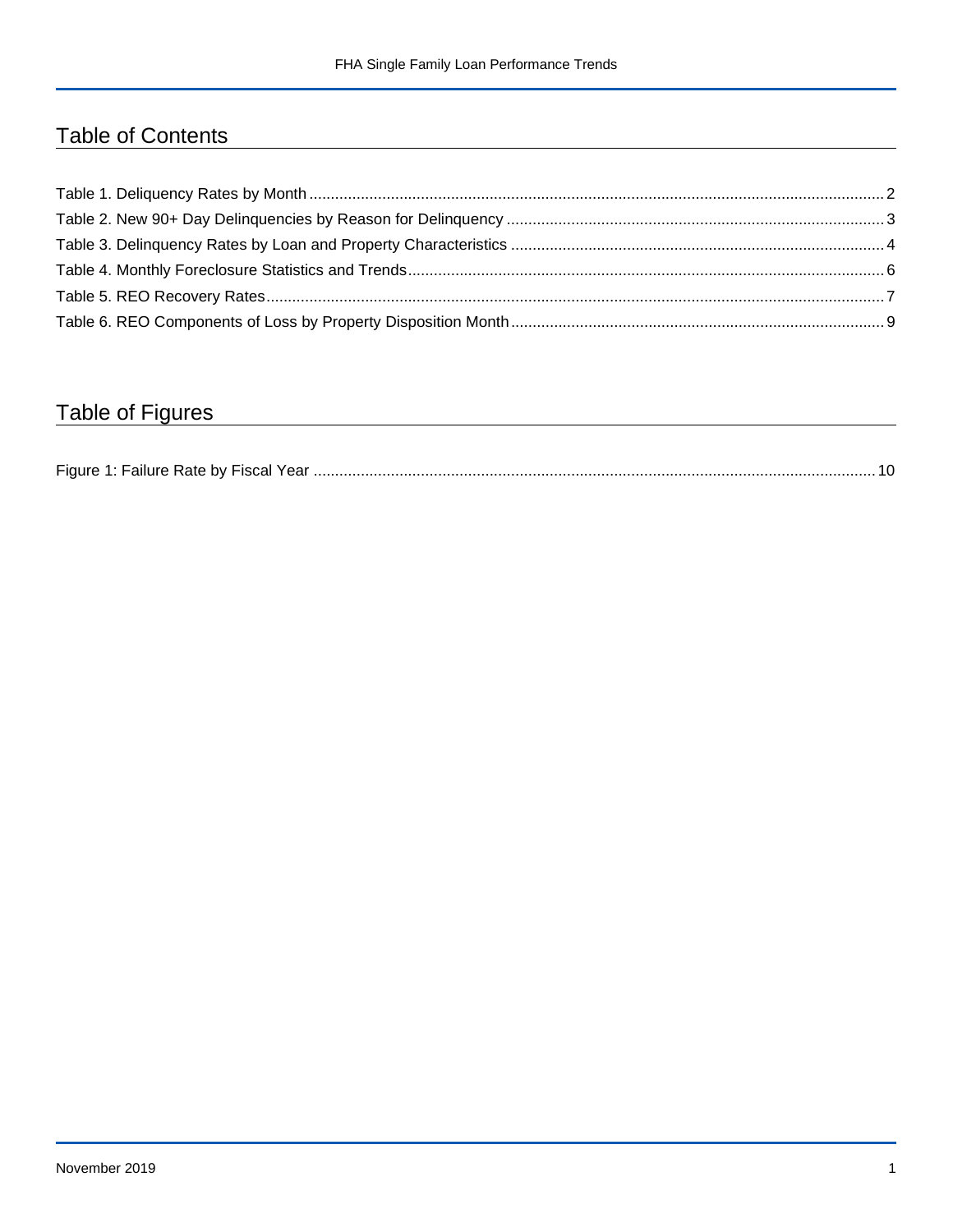# Table of Contents

Table 1. Deliquency Rates by Month .......... 2
Table 2. New 90+ Day Delinquencies by Reason for Delinquency .......... 3
Table 3. Delinquency Rates by Loan and Property Characteristics .......... 4
Table 4. Monthly Foreclosure Statistics and Trends .......... 6
Table 5. REO Recovery Rates .......... 7
Table 6. REO Components of Loss by Property Disposition Month .......... 9

# Table of Figures

Figure 1: Failure Rate by Fiscal Year .......... 10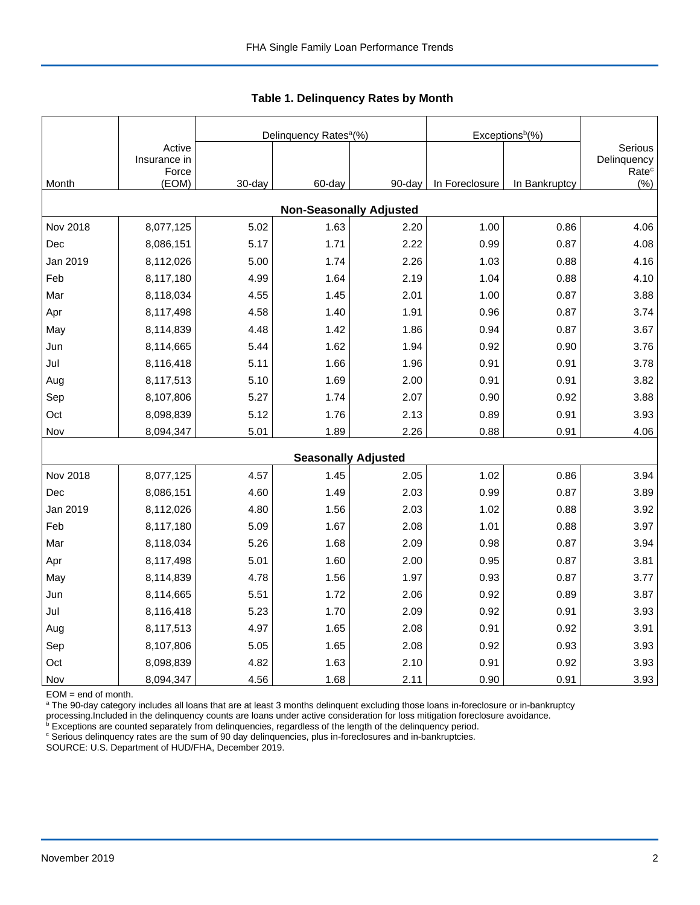FHA Single Family Loan Performance Trends

## Table 1. Delinquency Rates by Month

| Month | Active Insurance in Force (EOM) | Delinquency Rates[a](%) | | | Exceptions[b](%) | | Serious Delinquency Rate[c] (%) |
|---|---|---|---|---|---|---|---|
| | | 30-day | 60-day | 90-day | In Foreclosure | In Bankruptcy | |
| **Non-Seasonally Adjusted** | | | | | | | |
| Nov 2018 | 8,077,125 | 5.02 | 1.63 | 2.20 | 1.00 | 0.86 | 4.06 |
| Dec | 8,086,151 | 5.17 | 1.71 | 2.22 | 0.99 | 0.87 | 4.08 |
| Jan 2019 | 8,112,026 | 5.00 | 1.74 | 2.26 | 1.03 | 0.88 | 4.16 |
| Feb | 8,117,180 | 4.99 | 1.64 | 2.19 | 1.04 | 0.88 | 4.10 |
| Mar | 8,118,034 | 4.55 | 1.45 | 2.01 | 1.00 | 0.87 | 3.88 |
| Apr | 8,117,498 | 4.58 | 1.40 | 1.91 | 0.96 | 0.87 | 3.74 |
| May | 8,114,839 | 4.48 | 1.42 | 1.86 | 0.94 | 0.87 | 3.67 |
| Jun | 8,114,665 | 5.44 | 1.62 | 1.94 | 0.92 | 0.90 | 3.76 |
| Jul | 8,116,418 | 5.11 | 1.66 | 1.96 | 0.91 | 0.91 | 3.78 |
| Aug | 8,117,513 | 5.10 | 1.69 | 2.00 | 0.91 | 0.91 | 3.82 |
| Sep | 8,107,806 | 5.27 | 1.74 | 2.07 | 0.90 | 0.92 | 3.88 |
| Oct | 8,098,839 | 5.12 | 1.76 | 2.13 | 0.89 | 0.91 | 3.93 |
| Nov | 8,094,347 | 5.01 | 1.89 | 2.26 | 0.88 | 0.91 | 4.06 |
| **Seasonally Adjusted** | | | | | | | |
| Nov 2018 | 8,077,125 | 4.57 | 1.45 | 2.05 | 1.02 | 0.86 | 3.94 |
| Dec | 8,086,151 | 4.60 | 1.49 | 2.03 | 0.99 | 0.87 | 3.89 |
| Jan 2019 | 8,112,026 | 4.80 | 1.56 | 2.03 | 1.02 | 0.88 | 3.92 |
| Feb | 8,117,180 | 5.09 | 1.67 | 2.08 | 1.01 | 0.88 | 3.97 |
| Mar | 8,118,034 | 5.26 | 1.68 | 2.09 | 0.98 | 0.87 | 3.94 |
| Apr | 8,117,498 | 5.01 | 1.60 | 2.00 | 0.95 | 0.87 | 3.81 |
| May | 8,114,839 | 4.78 | 1.56 | 1.97 | 0.93 | 0.87 | 3.77 |
| Jun | 8,114,665 | 5.51 | 1.72 | 2.06 | 0.92 | 0.89 | 3.87 |
| Jul | 8,116,418 | 5.23 | 1.70 | 2.09 | 0.92 | 0.91 | 3.93 |
| Aug | 8,117,513 | 4.97 | 1.65 | 2.08 | 0.91 | 0.92 | 3.91 |
| Sep | 8,107,806 | 5.05 | 1.65 | 2.08 | 0.92 | 0.93 | 3.93 |
| Oct | 8,098,839 | 4.82 | 1.63 | 2.10 | 0.91 | 0.92 | 3.93 |
| Nov | 8,094,347 | 4.56 | 1.68 | 2.11 | 0.90 | 0.91 | 3.93 |

EOM = end of month.
[a] The 90-day category includes all loans that are at least 3 months delinquent excluding those loans in-foreclosure or in-bankruptcy processing.Included in the delinquency counts are loans under active consideration for loss mitigation foreclosure avoidance.
[b] Exceptions are counted separately from delinquencies, regardless of the length of the delinquency period.
[c] Serious delinquency rates are the sum of 90 day delinquencies, plus in-foreclosures and in-bankruptcies.
SOURCE: U.S. Department of HUD/FHA, December 2019.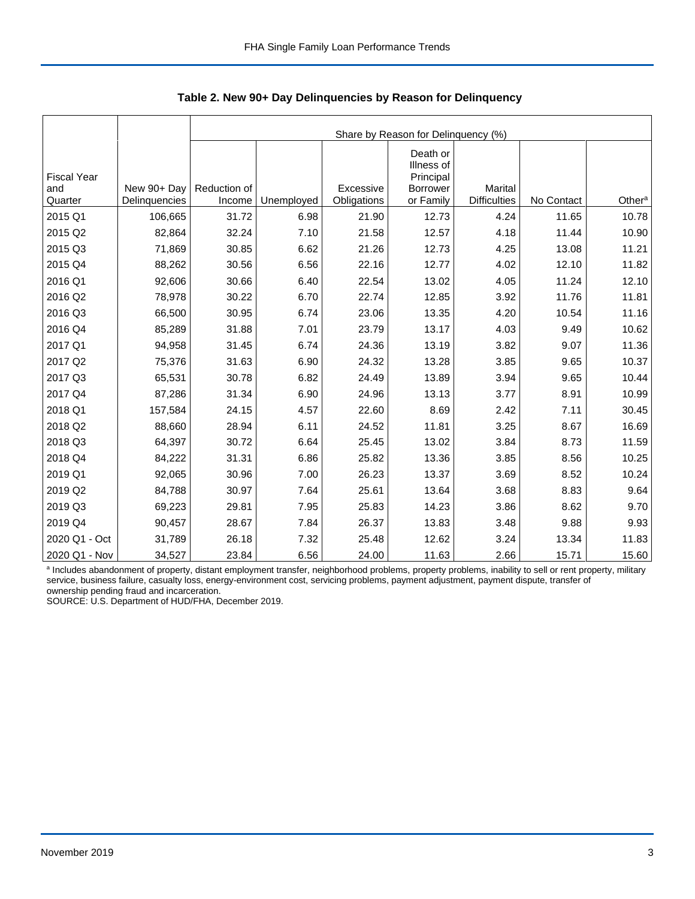## Table 2. New 90+ Day Delinquencies by Reason for Delinquency

| Fiscal Year and Quarter | New 90+ Day Delinquencies | Share by Reason for Delinquency (%) | | | | | | |
|---|---|---|---|---|---|---|---|---|
| | | Reduction of Income | Unemployed | Excessive Obligations | Death or Illness of Principal Borrower or Family | Marital Difficulties | No Contact | Other[a] |
| 2015 Q1 | 106,665 | 31.72 | 6.98 | 21.90 | 12.73 | 4.24 | 11.65 | 10.78 |
| 2015 Q2 | 82,864 | 32.24 | 7.10 | 21.58 | 12.57 | 4.18 | 11.44 | 10.90 |
| 2015 Q3 | 71,869 | 30.85 | 6.62 | 21.26 | 12.73 | 4.25 | 13.08 | 11.21 |
| 2015 Q4 | 88,262 | 30.56 | 6.56 | 22.16 | 12.77 | 4.02 | 12.10 | 11.82 |
| 2016 Q1 | 92,606 | 30.66 | 6.40 | 22.54 | 13.02 | 4.05 | 11.24 | 12.10 |
| 2016 Q2 | 78,978 | 30.22 | 6.70 | 22.74 | 12.85 | 3.92 | 11.76 | 11.81 |
| 2016 Q3 | 66,500 | 30.95 | 6.74 | 23.06 | 13.35 | 4.20 | 10.54 | 11.16 |
| 2016 Q4 | 85,289 | 31.88 | 7.01 | 23.79 | 13.17 | 4.03 | 9.49 | 10.62 |
| 2017 Q1 | 94,958 | 31.45 | 6.74 | 24.36 | 13.19 | 3.82 | 9.07 | 11.36 |
| 2017 Q2 | 75,376 | 31.63 | 6.90 | 24.32 | 13.28 | 3.85 | 9.65 | 10.37 |
| 2017 Q3 | 65,531 | 30.78 | 6.82 | 24.49 | 13.89 | 3.94 | 9.65 | 10.44 |
| 2017 Q4 | 87,286 | 31.34 | 6.90 | 24.96 | 13.13 | 3.77 | 8.91 | 10.99 |
| 2018 Q1 | 157,584 | 24.15 | 4.57 | 22.60 | 8.69 | 2.42 | 7.11 | 30.45 |
| 2018 Q2 | 88,660 | 28.94 | 6.11 | 24.52 | 11.81 | 3.25 | 8.67 | 16.69 |
| 2018 Q3 | 64,397 | 30.72 | 6.64 | 25.45 | 13.02 | 3.84 | 8.73 | 11.59 |
| 2018 Q4 | 84,222 | 31.31 | 6.86 | 25.82 | 13.36 | 3.85 | 8.56 | 10.25 |
| 2019 Q1 | 92,065 | 30.96 | 7.00 | 26.23 | 13.37 | 3.69 | 8.52 | 10.24 |
| 2019 Q2 | 84,788 | 30.97 | 7.64 | 25.61 | 13.64 | 3.68 | 8.83 | 9.64 |
| 2019 Q3 | 69,223 | 29.81 | 7.95 | 25.83 | 14.23 | 3.86 | 8.62 | 9.70 |
| 2019 Q4 | 90,457 | 28.67 | 7.84 | 26.37 | 13.83 | 3.48 | 9.88 | 9.93 |
| 2020 Q1 - Oct | 31,789 | 26.18 | 7.32 | 25.48 | 12.62 | 3.24 | 13.34 | 11.83 |
| 2020 Q1 - Nov | 34,527 | 23.84 | 6.56 | 24.00 | 11.63 | 2.66 | 15.71 | 15.60 |

[a] Includes abandonment of property, distant employment transfer, neighborhood problems, property problems, inability to sell or rent property, military service, business failure, casualty loss, energy-environment cost, servicing problems, payment adjustment, payment dispute, transfer of ownership pending fraud and incarceration.

SOURCE: U.S. Department of HUD/FHA, December 2019.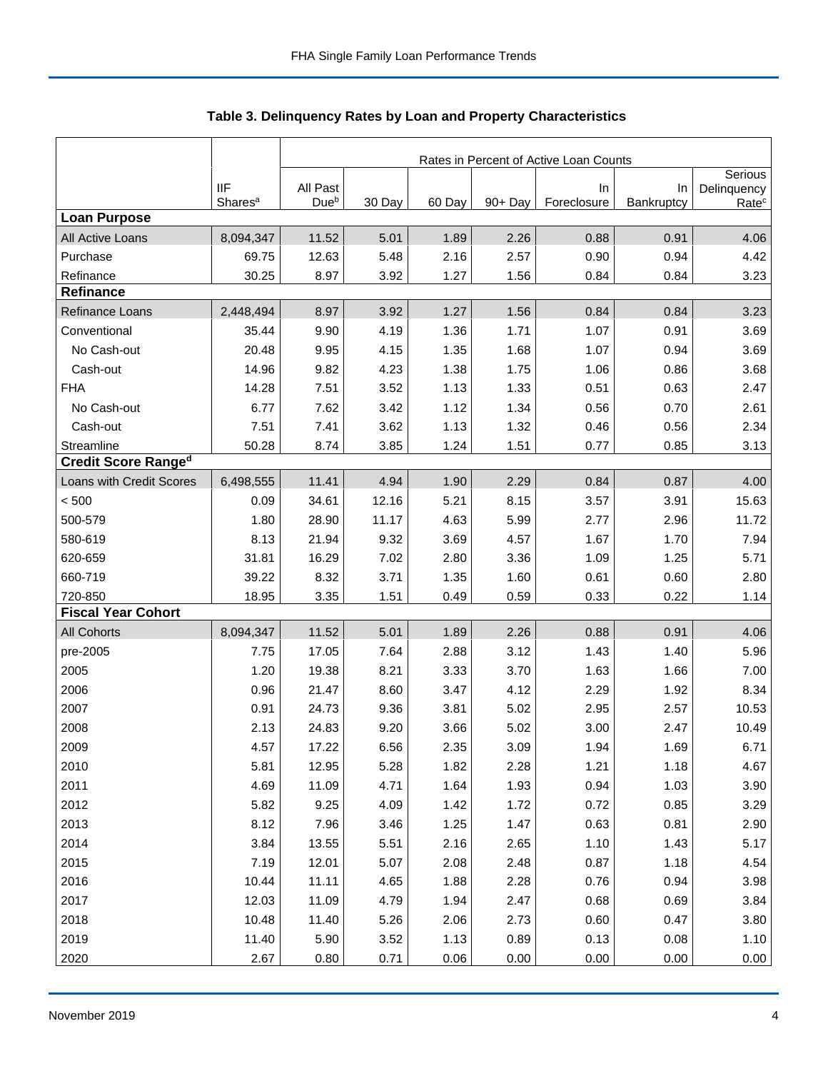## Table 3. Delinquency Rates by Loan and Property Characteristics

| | | Rates in Percent of Active Loan Counts | | | | | | |
|---|---|---|---|---|---|---|---|---|
| | IIF Shares[a] | All Past Due[b] | 30 Day | 60 Day | 90+ Day | In Foreclosure | In Bankruptcy | Serious Delinquency Rate[c] |
| **Loan Purpose** | | | | | | | | |
| All Active Loans | 8,094,347 | 11.52 | 5.01 | 1.89 | 2.26 | 0.88 | 0.91 | 4.06 |
| Purchase | 69.75 | 12.63 | 5.48 | 2.16 | 2.57 | 0.90 | 0.94 | 4.42 |
| Refinance | 30.25 | 8.97 | 3.92 | 1.27 | 1.56 | 0.84 | 0.84 | 3.23 |
| **Refinance** | | | | | | | | |
| Refinance Loans | 2,448,494 | 8.97 | 3.92 | 1.27 | 1.56 | 0.84 | 0.84 | 3.23 |
| Conventional | 35.44 | 9.90 | 4.19 | 1.36 | 1.71 | 1.07 | 0.91 | 3.69 |
| No Cash-out | 20.48 | 9.95 | 4.15 | 1.35 | 1.68 | 1.07 | 0.94 | 3.69 |
| Cash-out | 14.96 | 9.82 | 4.23 | 1.38 | 1.75 | 1.06 | 0.86 | 3.68 |
| FHA | 14.28 | 7.51 | 3.52 | 1.13 | 1.33 | 0.51 | 0.63 | 2.47 |
| No Cash-out | 6.77 | 7.62 | 3.42 | 1.12 | 1.34 | 0.56 | 0.70 | 2.61 |
| Cash-out | 7.51 | 7.41 | 3.62 | 1.13 | 1.32 | 0.46 | 0.56 | 2.34 |
| Streamline | 50.28 | 8.74 | 3.85 | 1.24 | 1.51 | 0.77 | 0.85 | 3.13 |
| **Credit Score Range[d]** | | | | | | | | |
| Loans with Credit Scores | 6,498,555 | 11.41 | 4.94 | 1.90 | 2.29 | 0.84 | 0.87 | 4.00 |
| < 500 | 0.09 | 34.61 | 12.16 | 5.21 | 8.15 | 3.57 | 3.91 | 15.63 |
| 500-579 | 1.80 | 28.90 | 11.17 | 4.63 | 5.99 | 2.77 | 2.96 | 11.72 |
| 580-619 | 8.13 | 21.94 | 9.32 | 3.69 | 4.57 | 1.67 | 1.70 | 7.94 |
| 620-659 | 31.81 | 16.29 | 7.02 | 2.80 | 3.36 | 1.09 | 1.25 | 5.71 |
| 660-719 | 39.22 | 8.32 | 3.71 | 1.35 | 1.60 | 0.61 | 0.60 | 2.80 |
| 720-850 | 18.95 | 3.35 | 1.51 | 0.49 | 0.59 | 0.33 | 0.22 | 1.14 |
| **Fiscal Year Cohort** | | | | | | | | |
| All Cohorts | 8,094,347 | 11.52 | 5.01 | 1.89 | 2.26 | 0.88 | 0.91 | 4.06 |
| pre-2005 | 7.75 | 17.05 | 7.64 | 2.88 | 3.12 | 1.43 | 1.40 | 5.96 |
| 2005 | 1.20 | 19.38 | 8.21 | 3.33 | 3.70 | 1.63 | 1.66 | 7.00 |
| 2006 | 0.96 | 21.47 | 8.60 | 3.47 | 4.12 | 2.29 | 1.92 | 8.34 |
| 2007 | 0.91 | 24.73 | 9.36 | 3.81 | 5.02 | 2.95 | 2.57 | 10.53 |
| 2008 | 2.13 | 24.83 | 9.20 | 3.66 | 5.02 | 3.00 | 2.47 | 10.49 |
| 2009 | 4.57 | 17.22 | 6.56 | 2.35 | 3.09 | 1.94 | 1.69 | 6.71 |
| 2010 | 5.81 | 12.95 | 5.28 | 1.82 | 2.28 | 1.21 | 1.18 | 4.67 |
| 2011 | 4.69 | 11.09 | 4.71 | 1.64 | 1.93 | 0.94 | 1.03 | 3.90 |
| 2012 | 5.82 | 9.25 | 4.09 | 1.42 | 1.72 | 0.72 | 0.85 | 3.29 |
| 2013 | 8.12 | 7.96 | 3.46 | 1.25 | 1.47 | 0.63 | 0.81 | 2.90 |
| 2014 | 3.84 | 13.55 | 5.51 | 2.16 | 2.65 | 1.10 | 1.43 | 5.17 |
| 2015 | 7.19 | 12.01 | 5.07 | 2.08 | 2.48 | 0.87 | 1.18 | 4.54 |
| 2016 | 10.44 | 11.11 | 4.65 | 1.88 | 2.28 | 0.76 | 0.94 | 3.98 |
| 2017 | 12.03 | 11.09 | 4.79 | 1.94 | 2.47 | 0.68 | 0.69 | 3.84 |
| 2018 | 10.48 | 11.40 | 5.26 | 2.06 | 2.73 | 0.60 | 0.47 | 3.80 |
| 2019 | 11.40 | 5.90 | 3.52 | 1.13 | 0.89 | 0.13 | 0.08 | 1.10 |
| 2020 | 2.67 | 0.80 | 0.71 | 0.06 | 0.00 | 0.00 | 0.00 | 0.00 |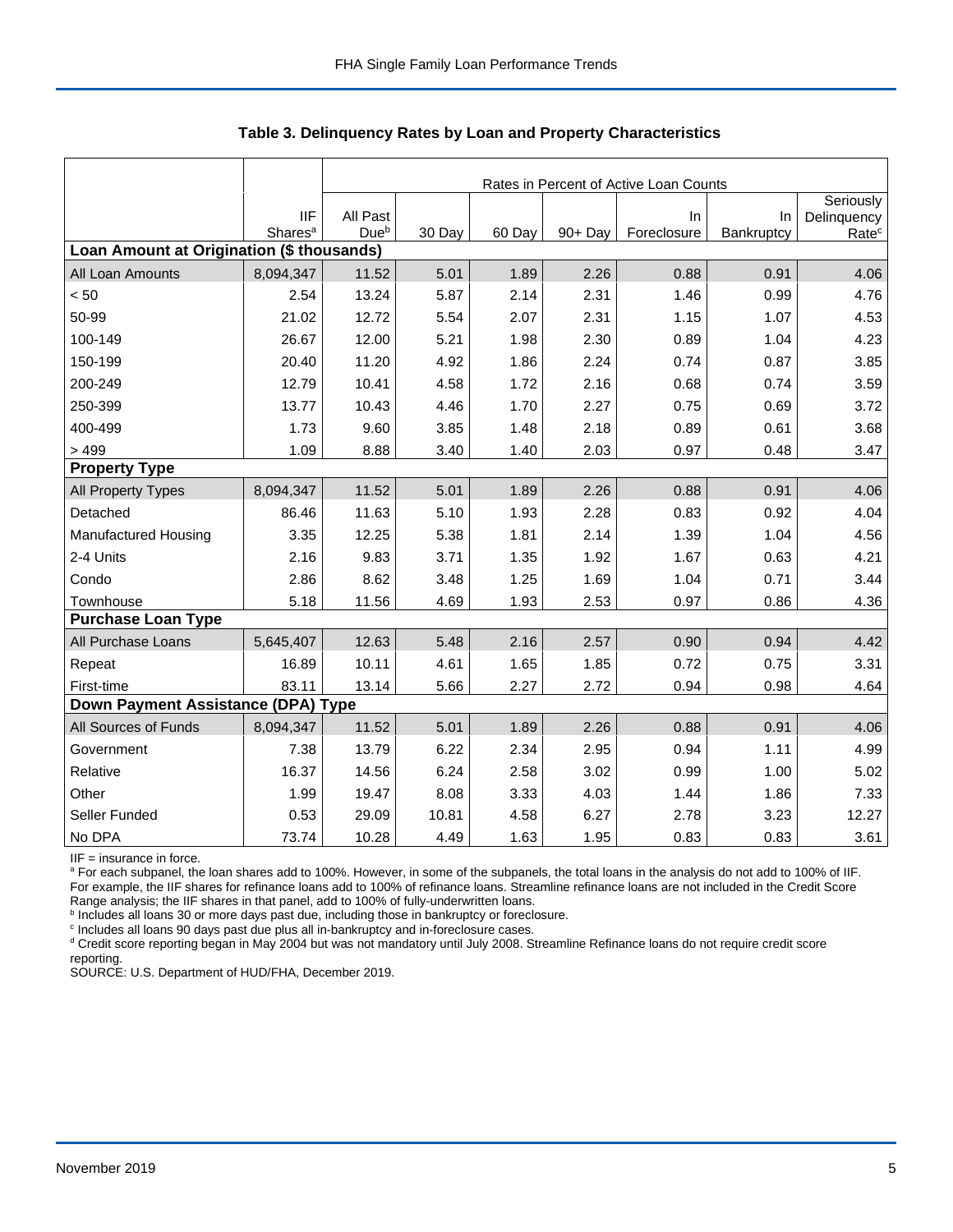## Table 3. Delinquency Rates by Loan and Property Characteristics

| | | Rates in Percent of Active Loan Counts | | | | | | |
|---|---|---|---|---|---|---|---|---|
| | IIF Shares[a] | All Past Due[b] | 30 Day | 60 Day | 90+ Day | In Foreclosure | In Bankruptcy | Seriously Delinquency Rate[c] |
| **Loan Amount at Origination ($ thousands)** | | | | | | | | |
| All Loan Amounts | 8,094,347 | 11.52 | 5.01 | 1.89 | 2.26 | 0.88 | 0.91 | 4.06 |
| < 50 | 2.54 | 13.24 | 5.87 | 2.14 | 2.31 | 1.46 | 0.99 | 4.76 |
| 50-99 | 21.02 | 12.72 | 5.54 | 2.07 | 2.31 | 1.15 | 1.07 | 4.53 |
| 100-149 | 26.67 | 12.00 | 5.21 | 1.98 | 2.30 | 0.89 | 1.04 | 4.23 |
| 150-199 | 20.40 | 11.20 | 4.92 | 1.86 | 2.24 | 0.74 | 0.87 | 3.85 |
| 200-249 | 12.79 | 10.41 | 4.58 | 1.72 | 2.16 | 0.68 | 0.74 | 3.59 |
| 250-399 | 13.77 | 10.43 | 4.46 | 1.70 | 2.27 | 0.75 | 0.69 | 3.72 |
| 400-499 | 1.73 | 9.60 | 3.85 | 1.48 | 2.18 | 0.89 | 0.61 | 3.68 |
| > 499 | 1.09 | 8.88 | 3.40 | 1.40 | 2.03 | 0.97 | 0.48 | 3.47 |
| **Property Type** | | | | | | | | |
| All Property Types | 8,094,347 | 11.52 | 5.01 | 1.89 | 2.26 | 0.88 | 0.91 | 4.06 |
| Detached | 86.46 | 11.63 | 5.10 | 1.93 | 2.28 | 0.83 | 0.92 | 4.04 |
| Manufactured Housing | 3.35 | 12.25 | 5.38 | 1.81 | 2.14 | 1.39 | 1.04 | 4.56 |
| 2-4 Units | 2.16 | 9.83 | 3.71 | 1.35 | 1.92 | 1.67 | 0.63 | 4.21 |
| Condo | 2.86 | 8.62 | 3.48 | 1.25 | 1.69 | 1.04 | 0.71 | 3.44 |
| Townhouse | 5.18 | 11.56 | 4.69 | 1.93 | 2.53 | 0.97 | 0.86 | 4.36 |
| **Purchase Loan Type** | | | | | | | | |
| All Purchase Loans | 5,645,407 | 12.63 | 5.48 | 2.16 | 2.57 | 0.90 | 0.94 | 4.42 |
| Repeat | 16.89 | 10.11 | 4.61 | 1.65 | 1.85 | 0.72 | 0.75 | 3.31 |
| First-time | 83.11 | 13.14 | 5.66 | 2.27 | 2.72 | 0.94 | 0.98 | 4.64 |
| **Down Payment Assistance (DPA) Type** | | | | | | | | |
| All Sources of Funds | 8,094,347 | 11.52 | 5.01 | 1.89 | 2.26 | 0.88 | 0.91 | 4.06 |
| Government | 7.38 | 13.79 | 6.22 | 2.34 | 2.95 | 0.94 | 1.11 | 4.99 |
| Relative | 16.37 | 14.56 | 6.24 | 2.58 | 3.02 | 0.99 | 1.00 | 5.02 |
| Other | 1.99 | 19.47 | 8.08 | 3.33 | 4.03 | 1.44 | 1.86 | 7.33 |
| Seller Funded | 0.53 | 29.09 | 10.81 | 4.58 | 6.27 | 2.78 | 3.23 | 12.27 |
| No DPA | 73.74 | 10.28 | 4.49 | 1.63 | 1.95 | 0.83 | 0.83 | 3.61 |

IIF = insurance in force.

[a] For each subpanel, the loan shares add to 100%. However, in some of the subpanels, the total loans in the analysis do not add to 100% of IIF. For example, the IIF shares for refinance loans add to 100% of refinance loans. Streamline refinance loans are not included in the Credit Score Range analysis; the IIF shares in that panel, add to 100% of fully-underwritten loans.

[b] Includes all loans 30 or more days past due, including those in bankruptcy or foreclosure.

[c] Includes all loans 90 days past due plus all in-bankruptcy and in-foreclosure cases.

[d] Credit score reporting began in May 2004 but was not mandatory until July 2008. Streamline Refinance loans do not require credit score reporting.

SOURCE: U.S. Department of HUD/FHA, December 2019.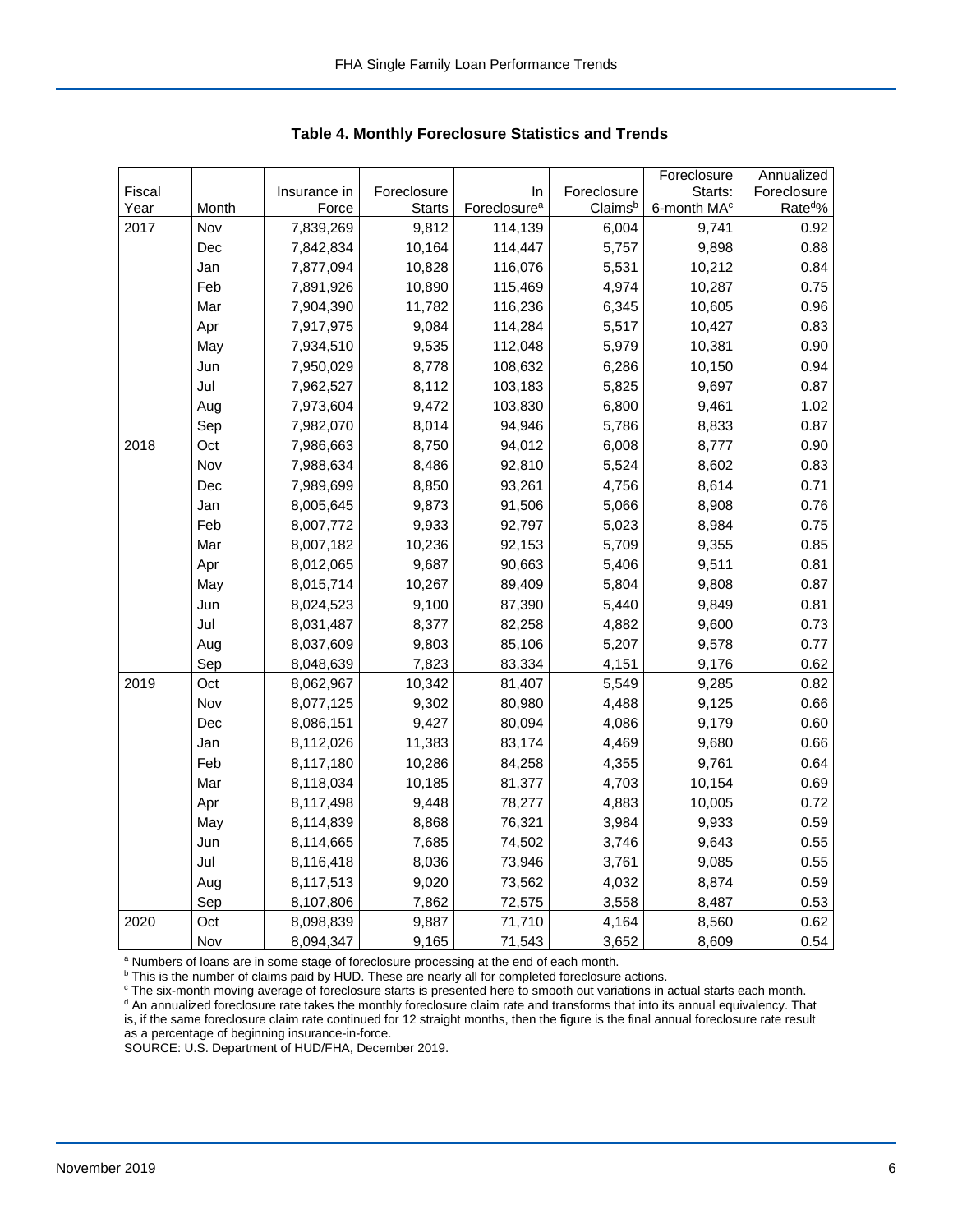### Table 4. Monthly Foreclosure Statistics and Trends

| Fiscal Year | Month | Insurance in Force | Foreclosure Starts | In Foreclosure[a] | Foreclosure Claims[b] | Foreclosure Starts: 6-month MA[c] | Annualized Foreclosure Rate[d]% |
|---|---|---|---|---|---|---|---|
| 2017 | Nov | 7,839,269 | 9,812 | 114,139 | 6,004 | 9,741 | 0.92 |
| | Dec | 7,842,834 | 10,164 | 114,447 | 5,757 | 9,898 | 0.88 |
| | Jan | 7,877,094 | 10,828 | 116,076 | 5,531 | 10,212 | 0.84 |
| | Feb | 7,891,926 | 10,890 | 115,469 | 4,974 | 10,287 | 0.75 |
| | Mar | 7,904,390 | 11,782 | 116,236 | 6,345 | 10,605 | 0.96 |
| | Apr | 7,917,975 | 9,084 | 114,284 | 5,517 | 10,427 | 0.83 |
| | May | 7,934,510 | 9,535 | 112,048 | 5,979 | 10,381 | 0.90 |
| | Jun | 7,950,029 | 8,778 | 108,632 | 6,286 | 10,150 | 0.94 |
| | Jul | 7,962,527 | 8,112 | 103,183 | 5,825 | 9,697 | 0.87 |
| | Aug | 7,973,604 | 9,472 | 103,830 | 6,800 | 9,461 | 1.02 |
| | Sep | 7,982,070 | 8,014 | 94,946 | 5,786 | 8,833 | 0.87 |
| 2018 | Oct | 7,986,663 | 8,750 | 94,012 | 6,008 | 8,777 | 0.90 |
| | Nov | 7,988,634 | 8,486 | 92,810 | 5,524 | 8,602 | 0.83 |
| | Dec | 7,989,699 | 8,850 | 93,261 | 4,756 | 8,614 | 0.71 |
| | Jan | 8,005,645 | 9,873 | 91,506 | 5,066 | 8,908 | 0.76 |
| | Feb | 8,007,772 | 9,933 | 92,797 | 5,023 | 8,984 | 0.75 |
| | Mar | 8,007,182 | 10,236 | 92,153 | 5,709 | 9,355 | 0.85 |
| | Apr | 8,012,065 | 9,687 | 90,663 | 5,406 | 9,511 | 0.81 |
| | May | 8,015,714 | 10,267 | 89,409 | 5,804 | 9,808 | 0.87 |
| | Jun | 8,024,523 | 9,100 | 87,390 | 5,440 | 9,849 | 0.81 |
| | Jul | 8,031,487 | 8,377 | 82,258 | 4,882 | 9,600 | 0.73 |
| | Aug | 8,037,609 | 9,803 | 85,106 | 5,207 | 9,578 | 0.77 |
| | Sep | 8,048,639 | 7,823 | 83,334 | 4,151 | 9,176 | 0.62 |
| 2019 | Oct | 8,062,967 | 10,342 | 81,407 | 5,549 | 9,285 | 0.82 |
| | Nov | 8,077,125 | 9,302 | 80,980 | 4,488 | 9,125 | 0.66 |
| | Dec | 8,086,151 | 9,427 | 80,094 | 4,086 | 9,179 | 0.60 |
| | Jan | 8,112,026 | 11,383 | 83,174 | 4,469 | 9,680 | 0.66 |
| | Feb | 8,117,180 | 10,286 | 84,258 | 4,355 | 9,761 | 0.64 |
| | Mar | 8,118,034 | 10,185 | 81,377 | 4,703 | 10,154 | 0.69 |
| | Apr | 8,117,498 | 9,448 | 78,277 | 4,883 | 10,005 | 0.72 |
| | May | 8,114,839 | 8,868 | 76,321 | 3,984 | 9,933 | 0.59 |
| | Jun | 8,114,665 | 7,685 | 74,502 | 3,746 | 9,643 | 0.55 |
| | Jul | 8,116,418 | 8,036 | 73,946 | 3,761 | 9,085 | 0.55 |
| | Aug | 8,117,513 | 9,020 | 73,562 | 4,032 | 8,874 | 0.59 |
| | Sep | 8,107,806 | 7,862 | 72,575 | 3,558 | 8,487 | 0.53 |
| 2020 | Oct | 8,098,839 | 9,887 | 71,710 | 4,164 | 8,560 | 0.62 |
| | Nov | 8,094,347 | 9,165 | 71,543 | 3,652 | 8,609 | 0.54 |

[a] Numbers of loans are in some stage of foreclosure processing at the end of each month.

[b] This is the number of claims paid by HUD. These are nearly all for completed foreclosure actions.

[c] The six-month moving average of foreclosure starts is presented here to smooth out variations in actual starts each month.

[d] An annualized foreclosure rate takes the monthly foreclosure claim rate and transforms that into its annual equivalency. That is, if the same foreclosure claim rate continued for 12 straight months, then the figure is the final annual foreclosure rate result as a percentage of beginning insurance-in-force.

SOURCE: U.S. Department of HUD/FHA, December 2019.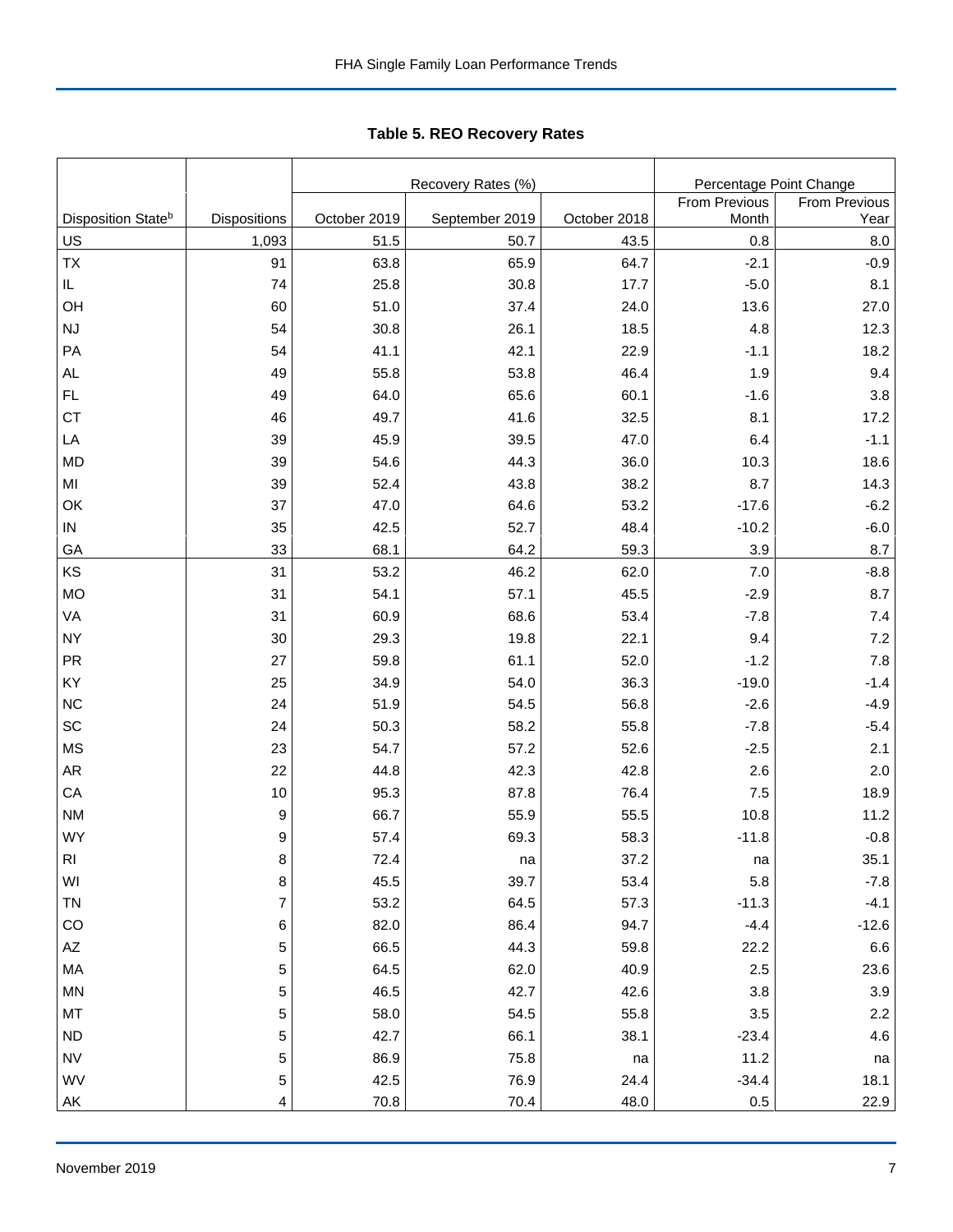**Table 5. REO Recovery Rates**

| Disposition State[b] | Dispositions | Recovery Rates (%) | | | Percentage Point Change | |
|---|---|---|---|---|---|---|
| | | October 2019 | September 2019 | October 2018 | From Previous Month | From Previous Year |
| US | 1,093 | 51.5 | 50.7 | 43.5 | 0.8 | 8.0 |
| TX | 91 | 63.8 | 65.9 | 64.7 | -2.1 | -0.9 |
| IL | 74 | 25.8 | 30.8 | 17.7 | -5.0 | 8.1 |
| OH | 60 | 51.0 | 37.4 | 24.0 | 13.6 | 27.0 |
| NJ | 54 | 30.8 | 26.1 | 18.5 | 4.8 | 12.3 |
| PA | 54 | 41.1 | 42.1 | 22.9 | -1.1 | 18.2 |
| AL | 49 | 55.8 | 53.8 | 46.4 | 1.9 | 9.4 |
| FL | 49 | 64.0 | 65.6 | 60.1 | -1.6 | 3.8 |
| CT | 46 | 49.7 | 41.6 | 32.5 | 8.1 | 17.2 |
| LA | 39 | 45.9 | 39.5 | 47.0 | 6.4 | -1.1 |
| MD | 39 | 54.6 | 44.3 | 36.0 | 10.3 | 18.6 |
| MI | 39 | 52.4 | 43.8 | 38.2 | 8.7 | 14.3 |
| OK | 37 | 47.0 | 64.6 | 53.2 | -17.6 | -6.2 |
| IN | 35 | 42.5 | 52.7 | 48.4 | -10.2 | -6.0 |
| GA | 33 | 68.1 | 64.2 | 59.3 | 3.9 | 8.7 |
| KS | 31 | 53.2 | 46.2 | 62.0 | 7.0 | -8.8 |
| MO | 31 | 54.1 | 57.1 | 45.5 | -2.9 | 8.7 |
| VA | 31 | 60.9 | 68.6 | 53.4 | -7.8 | 7.4 |
| NY | 30 | 29.3 | 19.8 | 22.1 | 9.4 | 7.2 |
| PR | 27 | 59.8 | 61.1 | 52.0 | -1.2 | 7.8 |
| KY | 25 | 34.9 | 54.0 | 36.3 | -19.0 | -1.4 |
| NC | 24 | 51.9 | 54.5 | 56.8 | -2.6 | -4.9 |
| SC | 24 | 50.3 | 58.2 | 55.8 | -7.8 | -5.4 |
| MS | 23 | 54.7 | 57.2 | 52.6 | -2.5 | 2.1 |
| AR | 22 | 44.8 | 42.3 | 42.8 | 2.6 | 2.0 |
| CA | 10 | 95.3 | 87.8 | 76.4 | 7.5 | 18.9 |
| NM | 9 | 66.7 | 55.9 | 55.5 | 10.8 | 11.2 |
| WY | 9 | 57.4 | 69.3 | 58.3 | -11.8 | -0.8 |
| RI | 8 | 72.4 | na | 37.2 | na | 35.1 |
| WI | 8 | 45.5 | 39.7 | 53.4 | 5.8 | -7.8 |
| TN | 7 | 53.2 | 64.5 | 57.3 | -11.3 | -4.1 |
| CO | 6 | 82.0 | 86.4 | 94.7 | -4.4 | -12.6 |
| AZ | 5 | 66.5 | 44.3 | 59.8 | 22.2 | 6.6 |
| MA | 5 | 64.5 | 62.0 | 40.9 | 2.5 | 23.6 |
| MN | 5 | 46.5 | 42.7 | 42.6 | 3.8 | 3.9 |
| MT | 5 | 58.0 | 54.5 | 55.8 | 3.5 | 2.2 |
| ND | 5 | 42.7 | 66.1 | 38.1 | -23.4 | 4.6 |
| NV | 5 | 86.9 | 75.8 | na | 11.2 | na |
| WV | 5 | 42.5 | 76.9 | 24.4 | -34.4 | 18.1 |
| AK | 4 | 70.8 | 70.4 | 48.0 | 0.5 | 22.9 |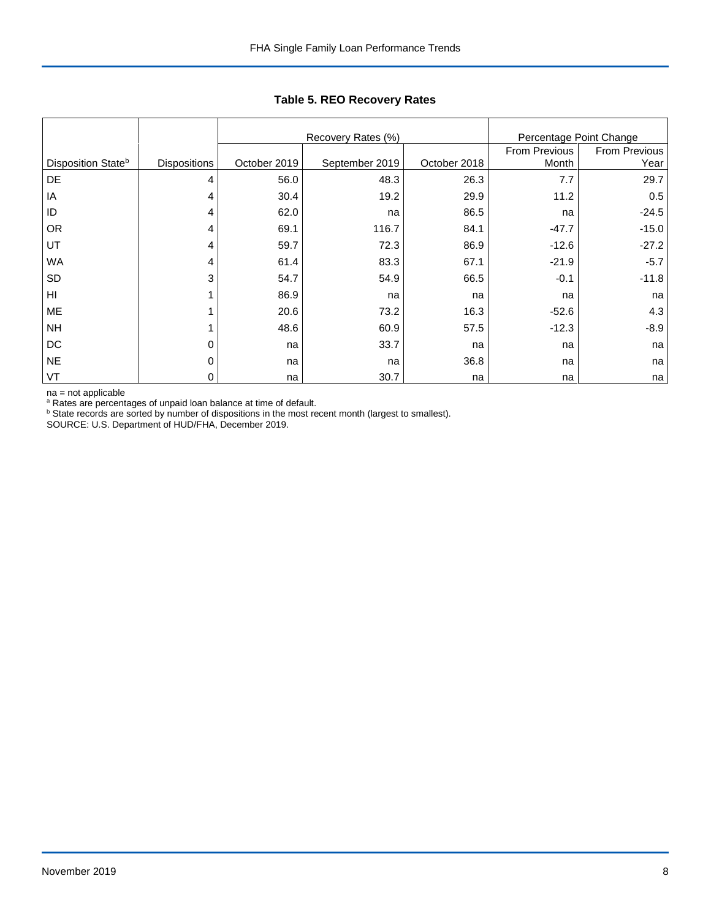**Table 5. REO Recovery Rates**

| | | Recovery Rates (%) | | | Percentage Point Change | |
|---|---|---|---|---|---|---|
| Disposition State[b] | Dispositions | October 2019 | September 2019 | October 2018 | From Previous Month | From Previous Year |
| DE | 4 | 56.0 | 48.3 | 26.3 | 7.7 | 29.7 |
| IA | 4 | 30.4 | 19.2 | 29.9 | 11.2 | 0.5 |
| ID | 4 | 62.0 | na | 86.5 | na | -24.5 |
| OR | 4 | 69.1 | 116.7 | 84.1 | -47.7 | -15.0 |
| UT | 4 | 59.7 | 72.3 | 86.9 | -12.6 | -27.2 |
| WA | 4 | 61.4 | 83.3 | 67.1 | -21.9 | -5.7 |
| SD | 3 | 54.7 | 54.9 | 66.5 | -0.1 | -11.8 |
| HI | 1 | 86.9 | na | na | na | na |
| ME | 1 | 20.6 | 73.2 | 16.3 | -52.6 | 4.3 |
| NH | 1 | 48.6 | 60.9 | 57.5 | -12.3 | -8.9 |
| DC | 0 | na | 33.7 | na | na | na |
| NE | 0 | na | na | 36.8 | na | na |
| VT | 0 | na | 30.7 | na | na | na |

na = not applicable

[a] Rates are percentages of unpaid loan balance at time of default.

[b] State records are sorted by number of dispositions in the most recent month (largest to smallest).

SOURCE: U.S. Department of HUD/FHA, December 2019.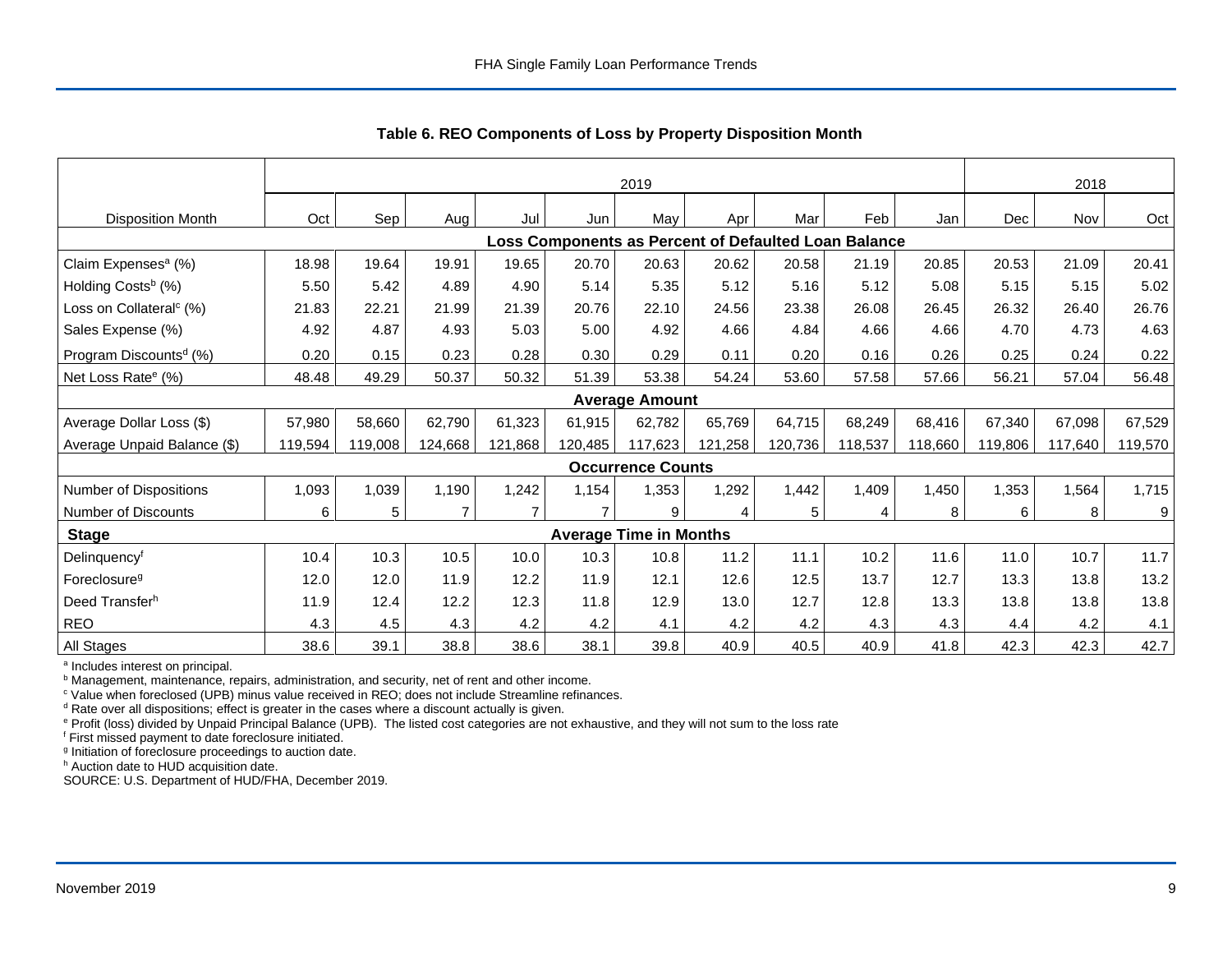### Table 6. REO Components of Loss by Property Disposition Month

| | 2019 | | | | | | | | | | 2018 | | |
|---|---|---|---|---|---|---|---|---|---|---|---|---|---|
| Disposition Month | Oct | Sep | Aug | Jul | Jun | May | Apr | Mar | Feb | Jan | Dec | Nov | Oct |
| **Loss Components as Percent of Defaulted Loan Balance** | | | | | | | | | | | | | |
| Claim Expenses[a] (%) | 18.98 | 19.64 | 19.91 | 19.65 | 20.70 | 20.63 | 20.62 | 20.58 | 21.19 | 20.85 | 20.53 | 21.09 | 20.41 |
| Holding Costs[b] (%) | 5.50 | 5.42 | 4.89 | 4.90 | 5.14 | 5.35 | 5.12 | 5.16 | 5.12 | 5.08 | 5.15 | 5.15 | 5.02 |
| Loss on Collateral[c] (%) | 21.83 | 22.21 | 21.99 | 21.39 | 20.76 | 22.10 | 24.56 | 23.38 | 26.08 | 26.45 | 26.32 | 26.40 | 26.76 |
| Sales Expense (%) | 4.92 | 4.87 | 4.93 | 5.03 | 5.00 | 4.92 | 4.66 | 4.84 | 4.66 | 4.66 | 4.70 | 4.73 | 4.63 |
| Program Discounts[d] (%) | 0.20 | 0.15 | 0.23 | 0.28 | 0.30 | 0.29 | 0.11 | 0.20 | 0.16 | 0.26 | 0.25 | 0.24 | 0.22 |
| Net Loss Rate[e] (%) | 48.48 | 49.29 | 50.37 | 50.32 | 51.39 | 53.38 | 54.24 | 53.60 | 57.58 | 57.66 | 56.21 | 57.04 | 56.48 |
| **Average Amount** | | | | | | | | | | | | | |
| Average Dollar Loss ($) | 57,980 | 58,660 | 62,790 | 61,323 | 61,915 | 62,782 | 65,769 | 64,715 | 68,249 | 68,416 | 67,340 | 67,098 | 67,529 |
| Average Unpaid Balance ($) | 119,594 | 119,008 | 124,668 | 121,868 | 120,485 | 117,623 | 121,258 | 120,736 | 118,537 | 118,660 | 119,806 | 117,640 | 119,570 |
| **Occurrence Counts** | | | | | | | | | | | | | |
| Number of Dispositions | 1,093 | 1,039 | 1,190 | 1,242 | 1,154 | 1,353 | 1,292 | 1,442 | 1,409 | 1,450 | 1,353 | 1,564 | 1,715 |
| Number of Discounts | 6 | 5 | 7 | 7 | 7 | 9 | 4 | 5 | 4 | 8 | 6 | 8 | 9 |
| **Stage** | **Average Time in Months** | | | | | | | | | | | | |
| Delinquency[f] | 10.4 | 10.3 | 10.5 | 10.0 | 10.3 | 10.8 | 11.2 | 11.1 | 10.2 | 11.6 | 11.0 | 10.7 | 11.7 |
| Foreclosure[g] | 12.0 | 12.0 | 11.9 | 12.2 | 11.9 | 12.1 | 12.6 | 12.5 | 13.7 | 12.7 | 13.3 | 13.8 | 13.2 |
| Deed Transfer[h] | 11.9 | 12.4 | 12.2 | 12.3 | 11.8 | 12.9 | 13.0 | 12.7 | 12.8 | 13.3 | 13.8 | 13.8 | 13.8 |
| REO | 4.3 | 4.5 | 4.3 | 4.2 | 4.2 | 4.1 | 4.2 | 4.2 | 4.3 | 4.3 | 4.4 | 4.2 | 4.1 |
| All Stages | 38.6 | 39.1 | 38.8 | 38.6 | 38.1 | 39.8 | 40.9 | 40.5 | 40.9 | 41.8 | 42.3 | 42.3 | 42.7 |

[a] Includes interest on principal.
[b] Management, maintenance, repairs, administration, and security, net of rent and other income.
[c] Value when foreclosed (UPB) minus value received in REO; does not include Streamline refinances.
[d] Rate over all dispositions; effect is greater in the cases where a discount actually is given.
[e] Profit (loss) divided by Unpaid Principal Balance (UPB). The listed cost categories are not exhaustive, and they will not sum to the loss rate
[f] First missed payment to date foreclosure initiated.
[g] Initiation of foreclosure proceedings to auction date.
[h] Auction date to HUD acquisition date.
SOURCE: U.S. Department of HUD/FHA, December 2019.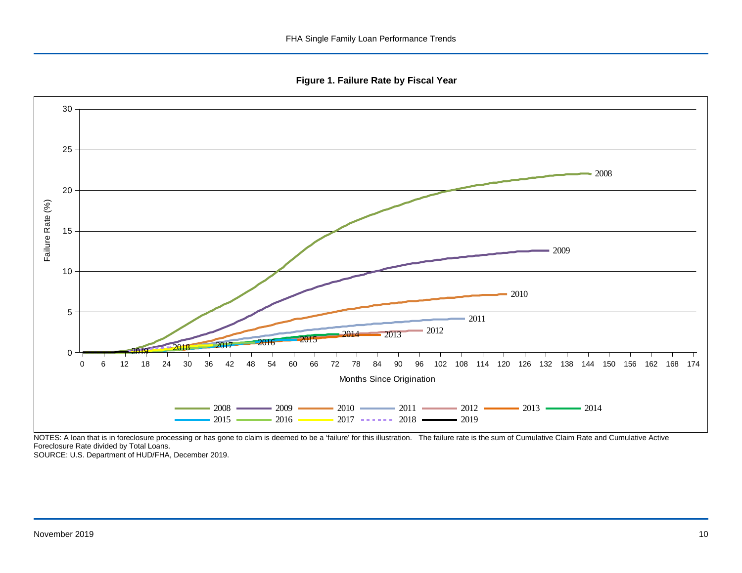**Figure 1. Failure Rate by Fiscal Year**

Failure Rate (%)

30
25
20
15
10
5
0

Months Since Origination

0 6 12 18 24 30 36 42 48 54 60 66 72 78 84 90 96 102 108 114 120 126 132 138 144 150 156 162 168 174

2008
2009
2010
2011
2012
2013
2014
2015
2016
2017
2018
2019

2008 2009 2010 2011 2012 2013 2014 2015 2016 2017 2018 2019

NOTES: A loan that is in foreclosure processing or has gone to claim is deemed to be a 'failure' for this illustration. The failure rate is the sum of Cumulative Claim Rate and Cumulative Active Foreclosure Rate divided by Total Loans.
SOURCE: U.S. Department of HUD/FHA, December 2019.